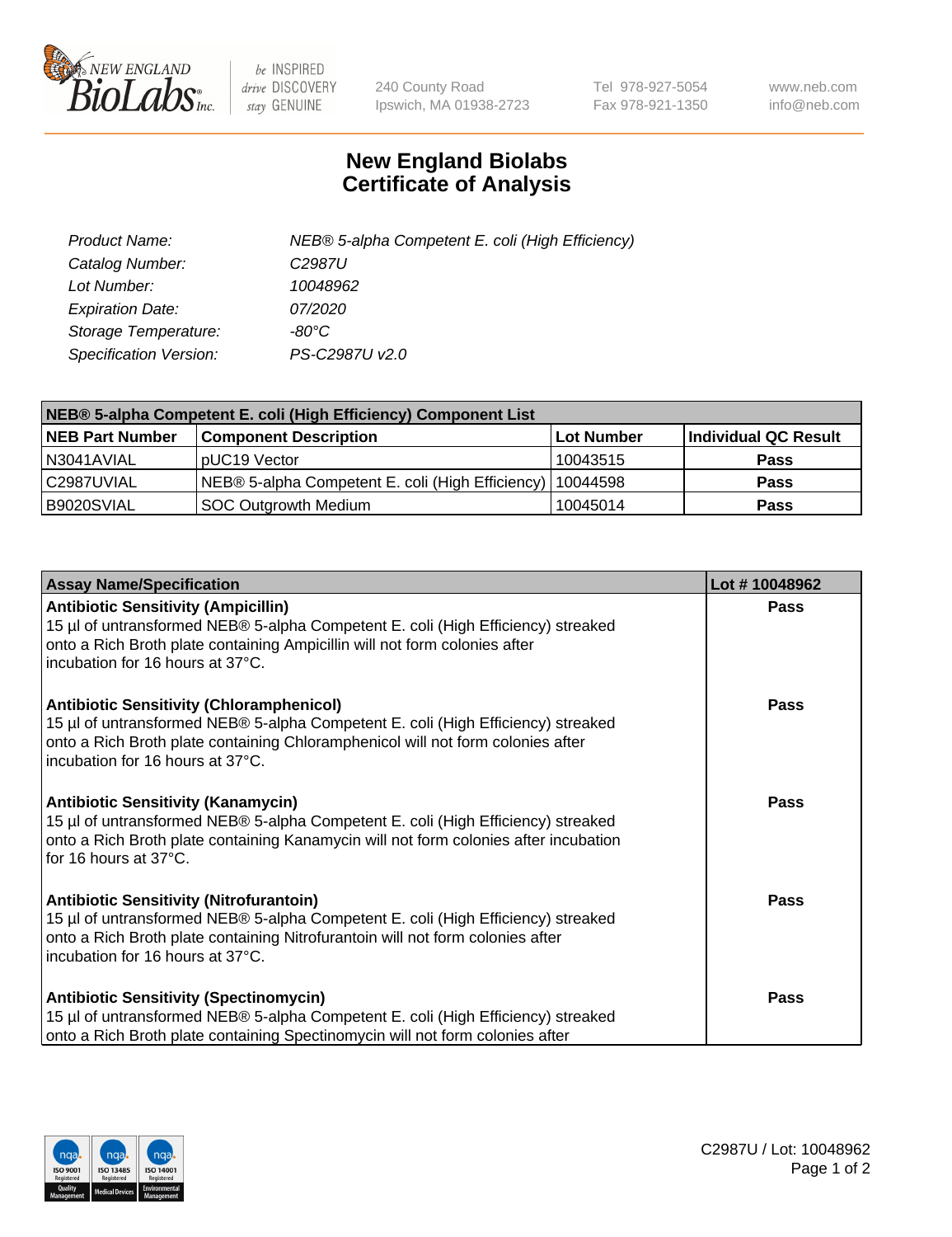# New England Biolabs Certificate of Analysis

| | |
|---|---|
| *Product Name:* | *NEB® 5-alpha Competent E. coli (High Efficiency)* |
| *Catalog Number:* | *C2987U* |
| *Lot Number:* | *10048962* |
| *Expiration Date:* | *07/2020* |
| *Storage Temperature:* | *-80°C* |
| *Specification Version:* | *PS-C2987U v2.0* |

| NEB® 5-alpha Competent E. coli (High Efficiency) Component List | | | |
|---|---|---|---|
| **NEB Part Number** | **Component Description** | **Lot Number** | **Individual QC Result** |
| N3041AVIAL | pUC19 Vector | 10043515 | **Pass** |
| C2987UVIAL | NEB® 5-alpha Competent E. coli (High Efficiency) | 10044598 | **Pass** |
| B9020SVIAL | SOC Outgrowth Medium | 10045014 | **Pass** |

| Assay Name/Specification | Lot # 10048962 |
|---|---|
| **Antibiotic Sensitivity (Ampicillin)** 15 µl of untransformed NEB® 5-alpha Competent E. coli (High Efficiency) streaked onto a Rich Broth plate containing Ampicillin will not form colonies after incubation for 16 hours at 37°C. | **Pass** |
| **Antibiotic Sensitivity (Chloramphenicol)** 15 µl of untransformed NEB® 5-alpha Competent E. coli (High Efficiency) streaked onto a Rich Broth plate containing Chloramphenicol will not form colonies after incubation for 16 hours at 37°C. | **Pass** |
| **Antibiotic Sensitivity (Kanamycin)** 15 µl of untransformed NEB® 5-alpha Competent E. coli (High Efficiency) streaked onto a Rich Broth plate containing Kanamycin will not form colonies after incubation for 16 hours at 37°C. | **Pass** |
| **Antibiotic Sensitivity (Nitrofurantoin)** 15 µl of untransformed NEB® 5-alpha Competent E. coli (High Efficiency) streaked onto a Rich Broth plate containing Nitrofurantoin will not form colonies after incubation for 16 hours at 37°C. | **Pass** |
| **Antibiotic Sensitivity (Spectinomycin)** 15 µl of untransformed NEB® 5-alpha Competent E. coli (High Efficiency) streaked onto a Rich Broth plate containing Spectinomycin will not form colonies after | **Pass** |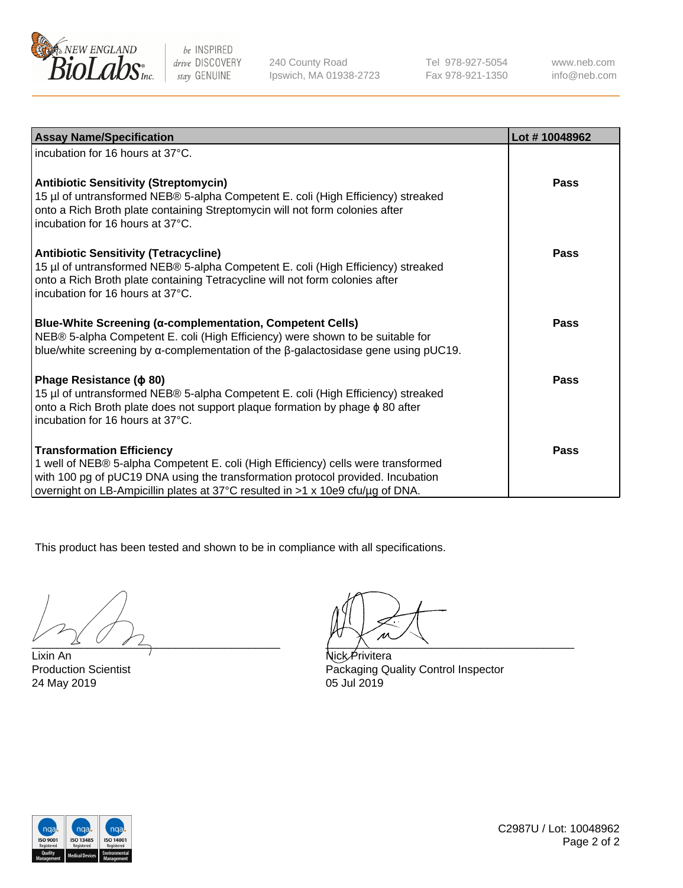| Assay Name/Specification | Lot # 10048962 |
|---|---|
| incubation for 16 hours at 37°C. | |
| **Antibiotic Sensitivity (Streptomycin)**<br>15 µl of untransformed NEB® 5-alpha Competent E. coli (High Efficiency) streaked onto a Rich Broth plate containing Streptomycin will not form colonies after incubation for 16 hours at 37°C. | **Pass** |
| **Antibiotic Sensitivity (Tetracycline)**<br>15 µl of untransformed NEB® 5-alpha Competent E. coli (High Efficiency) streaked onto a Rich Broth plate containing Tetracycline will not form colonies after incubation for 16 hours at 37°C. | **Pass** |
| **Blue-White Screening (α-complementation, Competent Cells)**<br>NEB® 5-alpha Competent E. coli (High Efficiency) were shown to be suitable for blue/white screening by α-complementation of the β-galactosidase gene using pUC19. | **Pass** |
| **Phage Resistance (ϕ 80)**<br>15 µl of untransformed NEB® 5-alpha Competent E. coli (High Efficiency) streaked onto a Rich Broth plate does not support plaque formation by phage ϕ 80 after incubation for 16 hours at 37°C. | **Pass** |
| **Transformation Efficiency**<br>1 well of NEB® 5-alpha Competent E. coli (High Efficiency) cells were transformed with 100 pg of pUC19 DNA using the transformation protocol provided. Incubation overnight on LB-Ampicillin plates at 37°C resulted in >1 x 10e9 cfu/µg of DNA. | **Pass** |

This product has been tested and shown to be in compliance with all specifications.

Lixin An
Production Scientist
24 May 2019

Nick Privitera
Packaging Quality Control Inspector
05 Jul 2019

C2987U / Lot: 10048962